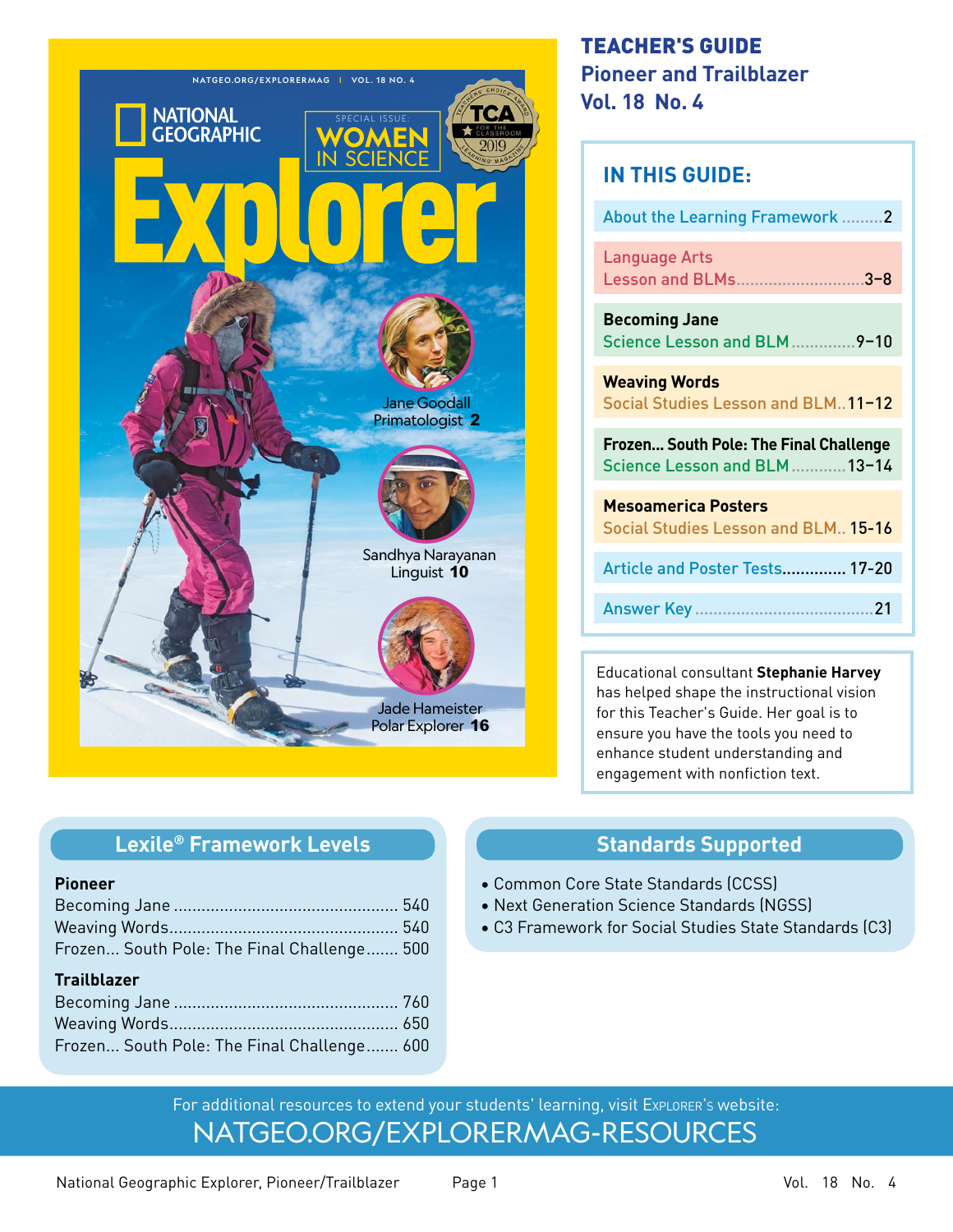# TEACHER'S GUIDE
## Pioneer and Trailblazer
## Vol. 18 No. 4

### IN THIS GUIDE:

- About the Learning Framework .........2
- Language Arts Lesson and BLMs............................3–8
- **Becoming Jane** Science Lesson and BLM ..............9–10
- **Weaving Words** Social Studies Lesson and BLM..11–12
- **Frozen... South Pole: The Final Challenge** Science Lesson and BLM ............13–14
- **Mesoamerica Posters** Social Studies Lesson and BLM.. 15-16
- Article and Poster Tests............. 17-20
- Answer Key .......................................21

Educational consultant **Stephanie Harvey** has helped shape the instructional vision for this Teacher's Guide. Her goal is to ensure you have the tools you need to enhance student understanding and engagement with nonfiction text.

NATGEO.ORG/EXPLORERMAG | VOL. 18 NO. 4

NATIONAL GEOGRAPHIC

SPECIAL ISSUE: WOMEN IN SCIENCE

TCA TEACHERS' CHOICE AWARD FOR THE CLASSROOM 2019 LEARNING® MAGAZINE

Explorer

Jane Goodall Primatologist **2**

Sandhya Narayanan Linguist **10**

Jade Hameister Polar Explorer **16**

### Lexile® Framework Levels

**Pioneer**

| | |
|---|---|
| Becoming Jane | 540 |
| Weaving Words | 540 |
| Frozen... South Pole: The Final Challenge | 500 |

**Trailblazer**

| | |
|---|---|
| Becoming Jane | 760 |
| Weaving Words | 650 |
| Frozen... South Pole: The Final Challenge | 600 |

### Standards Supported

- Common Core State Standards (CCSS)
- Next Generation Science Standards (NGSS)
- C3 Framework for Social Studies State Standards (C3)

For additional resources to extend your students' learning, visit Explorer's website:

NATGEO.ORG/EXPLORERMAG-RESOURCES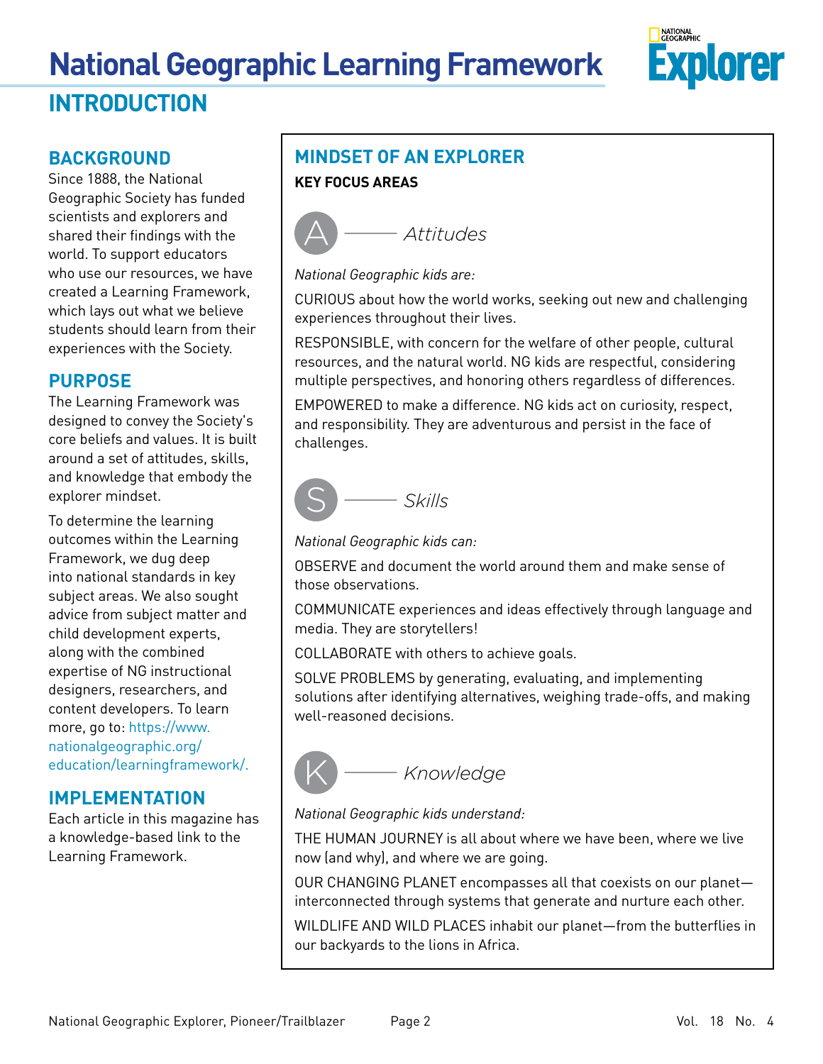# National Geographic Learning Framework

## INTRODUCTION

### BACKGROUND

Since 1888, the National Geographic Society has funded scientists and explorers and shared their findings with the world. To support educators who use our resources, we have created a Learning Framework, which lays out what we believe students should learn from their experiences with the Society.

### PURPOSE

The Learning Framework was designed to convey the Society's core beliefs and values. It is built around a set of attitudes, skills, and knowledge that embody the explorer mindset.

To determine the learning outcomes within the Learning Framework, we dug deep into national standards in key subject areas. We also sought advice from subject matter and child development experts, along with the combined expertise of NG instructional designers, researchers, and content developers. To learn more, go to: https://www.nationalgeographic.org/education/learningframework/.

### IMPLEMENTATION

Each article in this magazine has a knowledge-based link to the Learning Framework.

### MINDSET OF AN EXPLORER

**KEY FOCUS AREAS**

#### A — *Attitudes*

*National Geographic kids are:*

CURIOUS about how the world works, seeking out new and challenging experiences throughout their lives.

RESPONSIBLE, with concern for the welfare of other people, cultural resources, and the natural world. NG kids are respectful, considering multiple perspectives, and honoring others regardless of differences.

EMPOWERED to make a difference. NG kids act on curiosity, respect, and responsibility. They are adventurous and persist in the face of challenges.

#### S — *Skills*

*National Geographic kids can:*

OBSERVE and document the world around them and make sense of those observations.

COMMUNICATE experiences and ideas effectively through language and media. They are storytellers!

COLLABORATE with others to achieve goals.

SOLVE PROBLEMS by generating, evaluating, and implementing solutions after identifying alternatives, weighing trade-offs, and making well-reasoned decisions.

#### K — *Knowledge*

*National Geographic kids understand:*

THE HUMAN JOURNEY is all about where we have been, where we live now (and why), and where we are going.

OUR CHANGING PLANET encompasses all that coexists on our planet—interconnected through systems that generate and nurture each other.

WILDLIFE AND WILD PLACES inhabit our planet—from the butterflies in our backyards to the lions in Africa.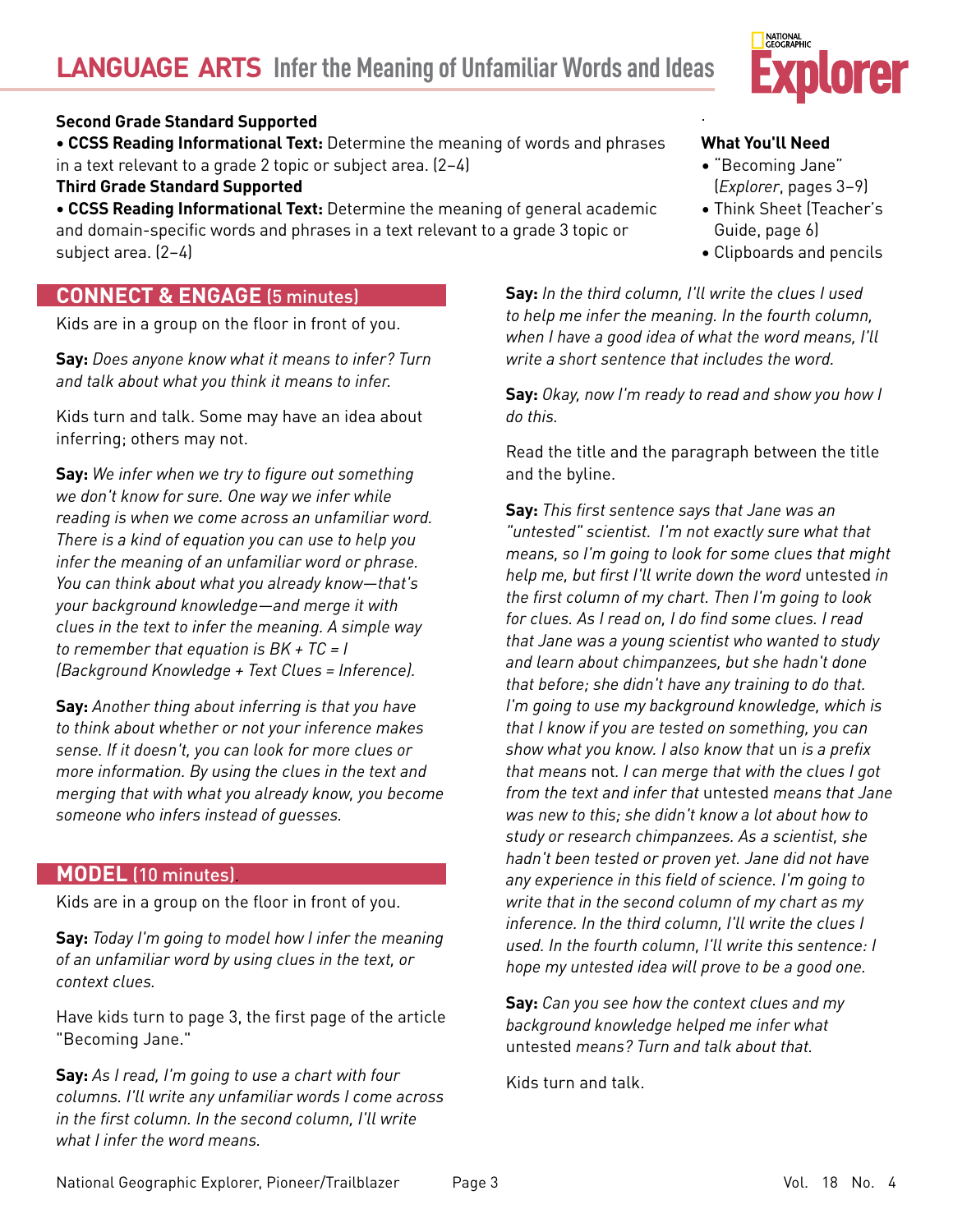# LANGUAGE ARTS Infer the Meaning of Unfamiliar Words and Ideas

**Second Grade Standard Supported**

- **CCSS Reading Informational Text:** Determine the meaning of words and phrases in a text relevant to a grade 2 topic or subject area. (2–4)

**Third Grade Standard Supported**

- **CCSS Reading Informational Text:** Determine the meaning of general academic and domain-specific words and phrases in a text relevant to a grade 3 topic or subject area. (2–4)

**What You'll Need**

- "Becoming Jane" (*Explorer*, pages 3–9)
- Think Sheet (Teacher's Guide, page 6)
- Clipboards and pencils

## CONNECT & ENGAGE (5 minutes)

Kids are in a group on the floor in front of you.

**Say:** *Does anyone know what it means to infer? Turn and talk about what you think it means to infer.*

Kids turn and talk. Some may have an idea about inferring; others may not.

**Say:** *We infer when we try to figure out something we don't know for sure. One way we infer while reading is when we come across an unfamiliar word. There is a kind of equation you can use to help you infer the meaning of an unfamiliar word or phrase. You can think about what you already know—that's your background knowledge—and merge it with clues in the text to infer the meaning. A simple way to remember that equation is BK + TC = I (Background Knowledge + Text Clues = Inference).*

**Say:** *Another thing about inferring is that you have to think about whether or not your inference makes sense. If it doesn't, you can look for more clues or more information. By using the clues in the text and merging that with what you already know, you become someone who infers instead of guesses.*

## MODEL (10 minutes)

Kids are in a group on the floor in front of you.

**Say:** *Today I'm going to model how I infer the meaning of an unfamiliar word by using clues in the text, or context clues.*

Have kids turn to page 3, the first page of the article "Becoming Jane."

**Say:** *As I read, I'm going to use a chart with four columns. I'll write any unfamiliar words I come across in the first column. In the second column, I'll write what I infer the word means.*

**Say:** *In the third column, I'll write the clues I used to help me infer the meaning. In the fourth column, when I have a good idea of what the word means, I'll write a short sentence that includes the word.*

**Say:** *Okay, now I'm ready to read and show you how I do this.*

Read the title and the paragraph between the title and the byline.

**Say:** *This first sentence says that Jane was an "untested" scientist. I'm not exactly sure what that means, so I'm going to look for some clues that might help me, but first I'll write down the word* untested *in the first column of my chart. Then I'm going to look for clues. As I read on, I do find some clues. I read that Jane was a young scientist who wanted to study and learn about chimpanzees, but she hadn't done that before; she didn't have any training to do that. I'm going to use my background knowledge, which is that I know if you are tested on something, you can show what you know. I also know that* un *is a prefix that means* not. *I can merge that with the clues I got from the text and infer that* untested *means that Jane was new to this; she didn't know a lot about how to study or research chimpanzees. As a scientist, she hadn't been tested or proven yet. Jane did not have any experience in this field of science. I'm going to write that in the second column of my chart as my inference. In the third column, I'll write the clues I used. In the fourth column, I'll write this sentence: I hope my untested idea will prove to be a good one.*

**Say:** *Can you see how the context clues and my background knowledge helped me infer what* untested *means? Turn and talk about that.*

Kids turn and talk.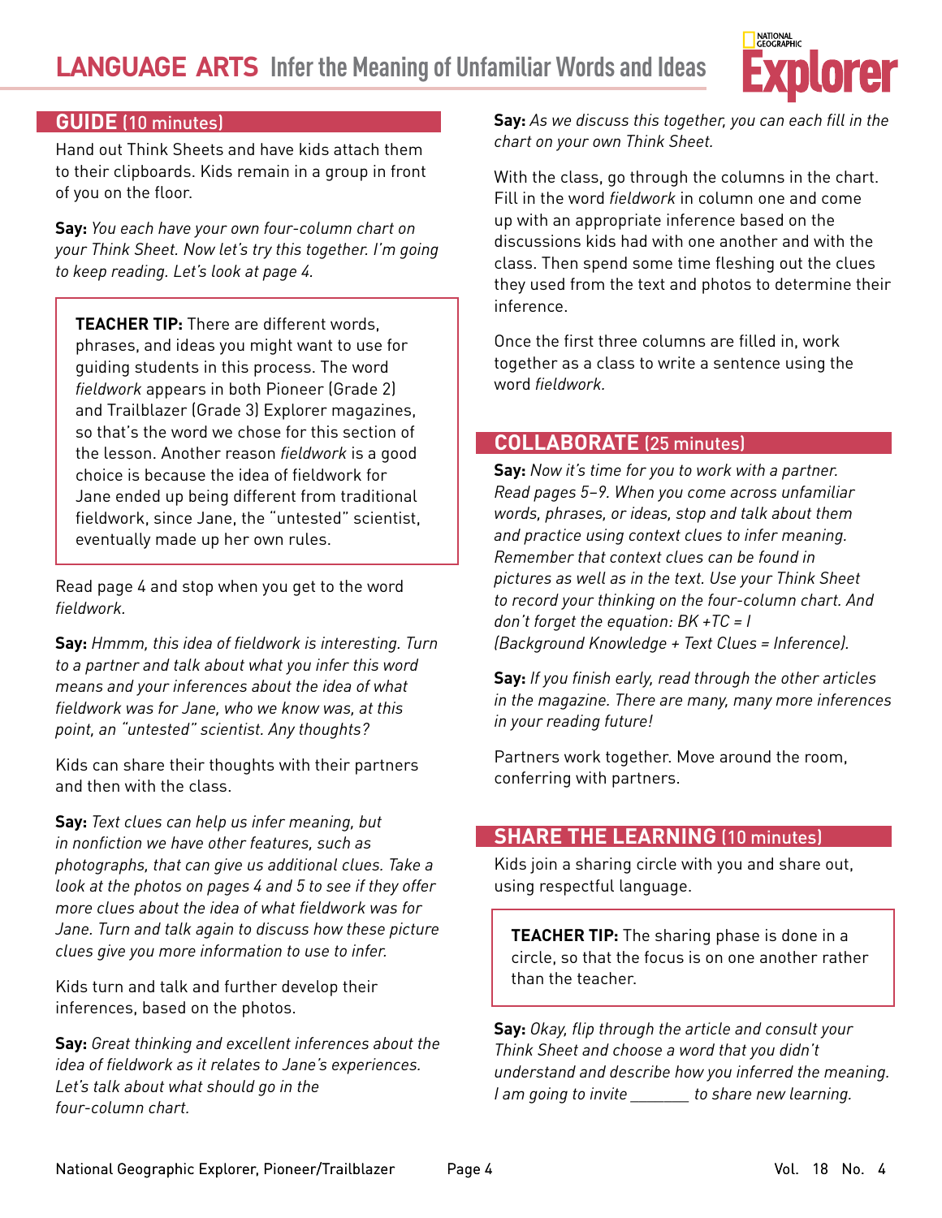## GUIDE (10 minutes)

Hand out Think Sheets and have kids attach them to their clipboards. Kids remain in a group in front of you on the floor.

**Say:** *You each have your own four-column chart on your Think Sheet. Now let's try this together. I'm going to keep reading. Let's look at page 4.*

> **TEACHER TIP:** There are different words, phrases, and ideas you might want to use for guiding students in this process. The word *fieldwork* appears in both Pioneer (Grade 2) and Trailblazer (Grade 3) Explorer magazines, so that's the word we chose for this section of the lesson. Another reason *fieldwork* is a good choice is because the idea of fieldwork for Jane ended up being different from traditional fieldwork, since Jane, the "untested" scientist, eventually made up her own rules.

Read page 4 and stop when you get to the word *fieldwork*.

**Say:** *Hmmm, this idea of fieldwork is interesting. Turn to a partner and talk about what you infer this word means and your inferences about the idea of what fieldwork was for Jane, who we know was, at this point, an "untested" scientist. Any thoughts?*

Kids can share their thoughts with their partners and then with the class.

**Say:** *Text clues can help us infer meaning, but in nonfiction we have other features, such as photographs, that can give us additional clues. Take a look at the photos on pages 4 and 5 to see if they offer more clues about the idea of what fieldwork was for Jane. Turn and talk again to discuss how these picture clues give you more information to use to infer.*

Kids turn and talk and further develop their inferences, based on the photos.

**Say:** *Great thinking and excellent inferences about the idea of fieldwork as it relates to Jane's experiences. Let's talk about what should go in the four-column chart.*

**Say:** *As we discuss this together, you can each fill in the chart on your own Think Sheet.*

With the class, go through the columns in the chart. Fill in the word *fieldwork* in column one and come up with an appropriate inference based on the discussions kids had with one another and with the class. Then spend some time fleshing out the clues they used from the text and photos to determine their inference.

Once the first three columns are filled in, work together as a class to write a sentence using the word *fieldwork*.

## COLLABORATE (25 minutes)

**Say:** *Now it's time for you to work with a partner. Read pages 5–9. When you come across unfamiliar words, phrases, or ideas, stop and talk about them and practice using context clues to infer meaning. Remember that context clues can be found in pictures as well as in the text. Use your Think Sheet to record your thinking on the four-column chart. And don't forget the equation: BK +TC = I (Background Knowledge + Text Clues = Inference).*

**Say:** *If you finish early, read through the other articles in the magazine. There are many, many more inferences in your reading future!*

Partners work together. Move around the room, conferring with partners.

## SHARE THE LEARNING (10 minutes)

Kids join a sharing circle with you and share out, using respectful language.

> **TEACHER TIP:** The sharing phase is done in a circle, so that the focus is on one another rather than the teacher.

**Say:** *Okay, flip through the article and consult your Think Sheet and choose a word that you didn't understand and describe how you inferred the meaning. I am going to invite _______ to share new learning.*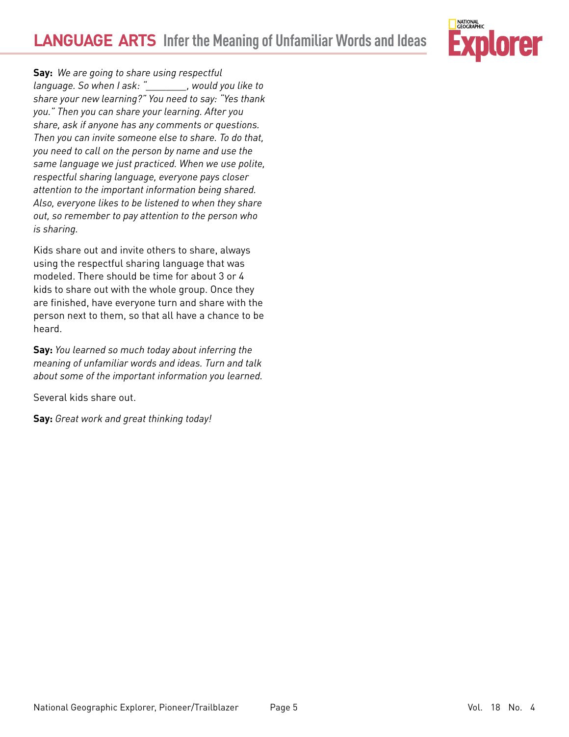**Say:** *We are going to share using respectful language. So when I ask: "________, would you like to share your new learning?" You need to say: "Yes thank you." Then you can share your learning. After you share, ask if anyone has any comments or questions. Then you can invite someone else to share. To do that, you need to call on the person by name and use the same language we just practiced. When we use polite, respectful sharing language, everyone pays closer attention to the important information being shared. Also, everyone likes to be listened to when they share out, so remember to pay attention to the person who is sharing.*

Kids share out and invite others to share, always using the respectful sharing language that was modeled. There should be time for about 3 or 4 kids to share out with the whole group. Once they are finished, have everyone turn and share with the person next to them, so that all have a chance to be heard.

**Say:** *You learned so much today about inferring the meaning of unfamiliar words and ideas. Turn and talk about some of the important information you learned.*

Several kids share out.

**Say:** *Great work and great thinking today!*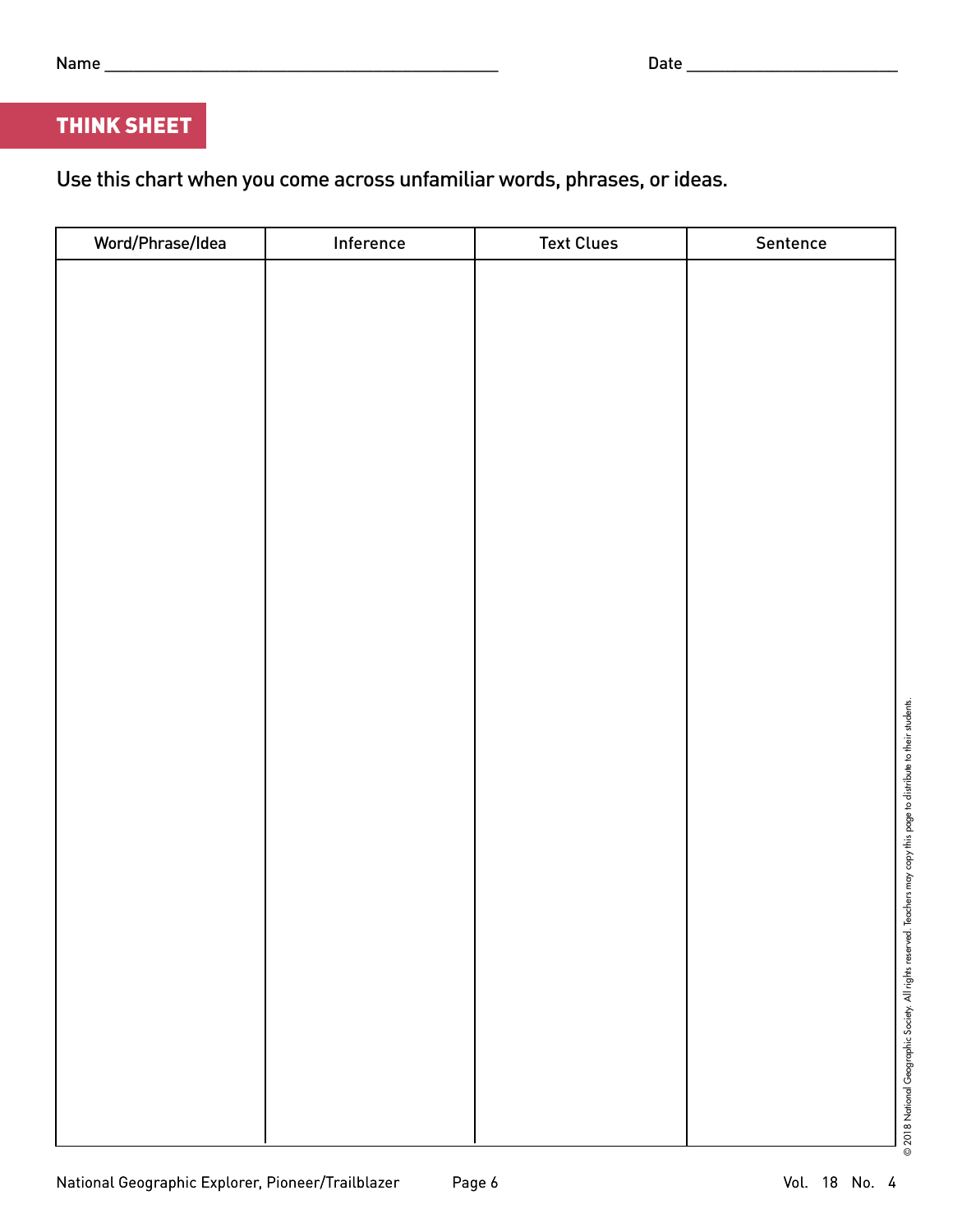Name ______________________________ Date ____________________

## THINK SHEET

Use this chart when you come across unfamiliar words, phrases, or ideas.

| Word/Phrase/Idea | Inference | Text Clues | Sentence |
| --- | --- | --- | --- |
| | | | |

© 2018 National Geographic Society. All rights reserved. Teachers may copy this page to distribute to their students.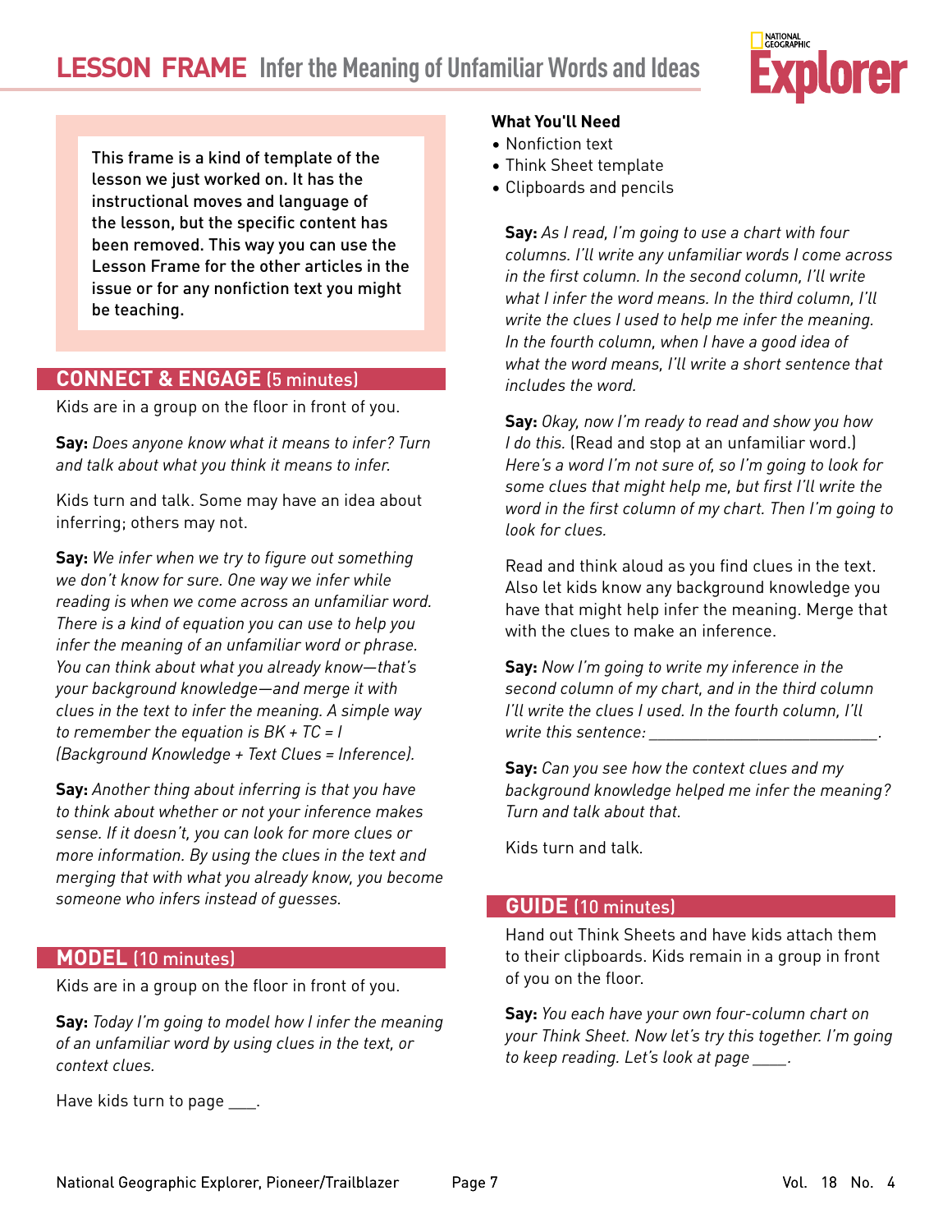# LESSON FRAME Infer the Meaning of Unfamiliar Words and Ideas

This frame is a kind of template of the lesson we just worked on. It has the instructional moves and language of the lesson, but the specific content has been removed. This way you can use the Lesson Frame for the other articles in the issue or for any nonfiction text you might be teaching.

## CONNECT & ENGAGE (5 minutes)

Kids are in a group on the floor in front of you.

**Say:** *Does anyone know what it means to infer? Turn and talk about what you think it means to infer.*

Kids turn and talk. Some may have an idea about inferring; others may not.

**Say:** *We infer when we try to figure out something we don't know for sure. One way we infer while reading is when we come across an unfamiliar word. There is a kind of equation you can use to help you infer the meaning of an unfamiliar word or phrase. You can think about what you already know—that's your background knowledge—and merge it with clues in the text to infer the meaning. A simple way to remember the equation is BK + TC = I (Background Knowledge + Text Clues = Inference).*

**Say:** *Another thing about inferring is that you have to think about whether or not your inference makes sense. If it doesn't, you can look for more clues or more information. By using the clues in the text and merging that with what you already know, you become someone who infers instead of guesses.*

## MODEL (10 minutes)

Kids are in a group on the floor in front of you.

**Say:** *Today I'm going to model how I infer the meaning of an unfamiliar word by using clues in the text, or context clues.*

Have kids turn to page ___.

**What You'll Need**

- Nonfiction text
- Think Sheet template
- Clipboards and pencils

**Say:** *As I read, I'm going to use a chart with four columns. I'll write any unfamiliar words I come across in the first column. In the second column, I'll write what I infer the word means. In the third column, I'll write the clues I used to help me infer the meaning. In the fourth column, when I have a good idea of what the word means, I'll write a short sentence that includes the word.*

**Say:** *Okay, now I'm ready to read and show you how I do this.* (Read and stop at an unfamiliar word.) *Here's a word I'm not sure of, so I'm going to look for some clues that might help me, but first I'll write the word in the first column of my chart. Then I'm going to look for clues.*

Read and think aloud as you find clues in the text. Also let kids know any background knowledge you have that might help infer the meaning. Merge that with the clues to make an inference.

**Say:** *Now I'm going to write my inference in the second column of my chart, and in the third column I'll write the clues I used. In the fourth column, I'll write this sentence: ___________________________.*

**Say:** *Can you see how the context clues and my background knowledge helped me infer the meaning? Turn and talk about that.*

Kids turn and talk.

## GUIDE (10 minutes)

Hand out Think Sheets and have kids attach them to their clipboards. Kids remain in a group in front of you on the floor.

**Say:** *You each have your own four-column chart on your Think Sheet. Now let's try this together. I'm going to keep reading. Let's look at page ____.*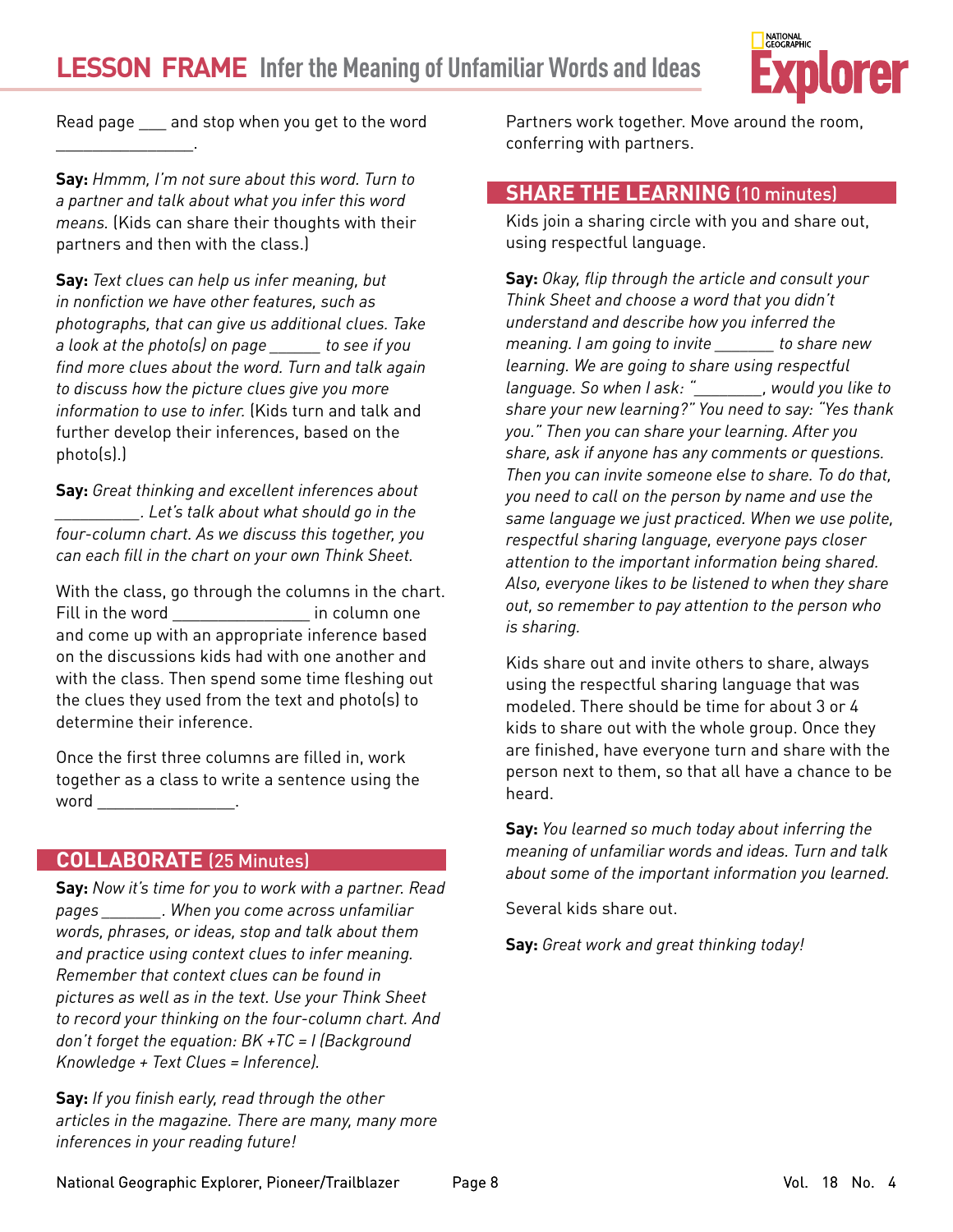## LESSON FRAME Infer the Meaning of Unfamiliar Words and Ideas

Read page ___ and stop when you get to the word ________________.

**Say:** *Hmmm, I'm not sure about this word. Turn to a partner and talk about what you infer this word means.* (Kids can share their thoughts with their partners and then with the class.)

**Say:** *Text clues can help us infer meaning, but in nonfiction we have other features, such as photographs, that can give us additional clues. Take a look at the photo(s) on page ______ to see if you find more clues about the word. Turn and talk again to discuss how the picture clues give you more information to use to infer.* (Kids turn and talk and further develop their inferences, based on the photo(s).)

**Say:** *Great thinking and excellent inferences about __________. Let's talk about what should go in the four-column chart. As we discuss this together, you can each fill in the chart on your own Think Sheet.*

With the class, go through the columns in the chart. Fill in the word ________________ in column one and come up with an appropriate inference based on the discussions kids had with one another and with the class. Then spend some time fleshing out the clues they used from the text and photo(s) to determine their inference.

Once the first three columns are filled in, work together as a class to write a sentence using the word ________________.

### COLLABORATE (25 Minutes)

**Say:** *Now it's time for you to work with a partner. Read pages _______. When you come across unfamiliar words, phrases, or ideas, stop and talk about them and practice using context clues to infer meaning. Remember that context clues can be found in pictures as well as in the text. Use your Think Sheet to record your thinking on the four-column chart. And don't forget the equation: BK +TC = I (Background Knowledge + Text Clues = Inference).*

**Say:** *If you finish early, read through the other articles in the magazine. There are many, many more inferences in your reading future!*

Partners work together. Move around the room, conferring with partners.

### SHARE THE LEARNING (10 minutes)

Kids join a sharing circle with you and share out, using respectful language.

**Say:** *Okay, flip through the article and consult your Think Sheet and choose a word that you didn't understand and describe how you inferred the meaning. I am going to invite _______ to share new learning. We are going to share using respectful language. So when I ask: "________, would you like to share your new learning?" You need to say: "Yes thank you." Then you can share your learning. After you share, ask if anyone has any comments or questions. Then you can invite someone else to share. To do that, you need to call on the person by name and use the same language we just practiced. When we use polite, respectful sharing language, everyone pays closer attention to the important information being shared. Also, everyone likes to be listened to when they share out, so remember to pay attention to the person who is sharing.*

Kids share out and invite others to share, always using the respectful sharing language that was modeled. There should be time for about 3 or 4 kids to share out with the whole group. Once they are finished, have everyone turn and share with the person next to them, so that all have a chance to be heard.

**Say:** *You learned so much today about inferring the meaning of unfamiliar words and ideas. Turn and talk about some of the important information you learned.*

Several kids share out.

**Say:** *Great work and great thinking today!*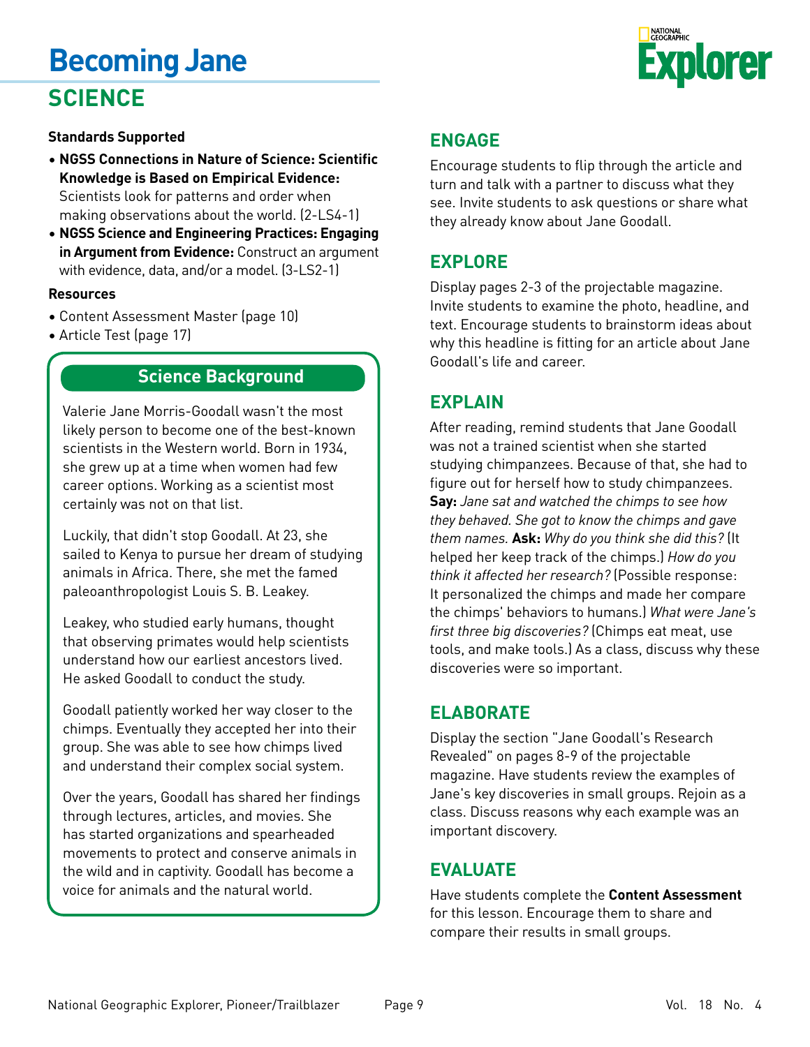# Becoming Jane

## SCIENCE

**Standards Supported**

- **NGSS Connections in Nature of Science: Scientific Knowledge is Based on Empirical Evidence:** Scientists look for patterns and order when making observations about the world. (2-LS4-1)
- **NGSS Science and Engineering Practices: Engaging in Argument from Evidence:** Construct an argument with evidence, data, and/or a model. (3-LS2-1)

**Resources**

- Content Assessment Master (page 10)
- Article Test (page 17)

### Science Background

Valerie Jane Morris-Goodall wasn't the most likely person to become one of the best-known scientists in the Western world. Born in 1934, she grew up at a time when women had few career options. Working as a scientist most certainly was not on that list.

Luckily, that didn't stop Goodall. At 23, she sailed to Kenya to pursue her dream of studying animals in Africa. There, she met the famed paleoanthropologist Louis S. B. Leakey.

Leakey, who studied early humans, thought that observing primates would help scientists understand how our earliest ancestors lived. He asked Goodall to conduct the study.

Goodall patiently worked her way closer to the chimps. Eventually they accepted her into their group. She was able to see how chimps lived and understand their complex social system.

Over the years, Goodall has shared her findings through lectures, articles, and movies. She has started organizations and spearheaded movements to protect and conserve animals in the wild and in captivity. Goodall has become a voice for animals and the natural world.

## ENGAGE

Encourage students to flip through the article and turn and talk with a partner to discuss what they see. Invite students to ask questions or share what they already know about Jane Goodall.

## EXPLORE

Display pages 2-3 of the projectable magazine. Invite students to examine the photo, headline, and text. Encourage students to brainstorm ideas about why this headline is fitting for an article about Jane Goodall's life and career.

## EXPLAIN

After reading, remind students that Jane Goodall was not a trained scientist when she started studying chimpanzees. Because of that, she had to figure out for herself how to study chimpanzees. **Say:** *Jane sat and watched the chimps to see how they behaved. She got to know the chimps and gave them names.* **Ask:** *Why do you think she did this?* (It helped her keep track of the chimps.) *How do you think it affected her research?* (Possible response: It personalized the chimps and made her compare the chimps' behaviors to humans.) *What were Jane's first three big discoveries?* (Chimps eat meat, use tools, and make tools.) As a class, discuss why these discoveries were so important.

## ELABORATE

Display the section "Jane Goodall's Research Revealed" on pages 8-9 of the projectable magazine. Have students review the examples of Jane's key discoveries in small groups. Rejoin as a class. Discuss reasons why each example was an important discovery.

## EVALUATE

Have students complete the **Content Assessment** for this lesson. Encourage them to share and compare their results in small groups.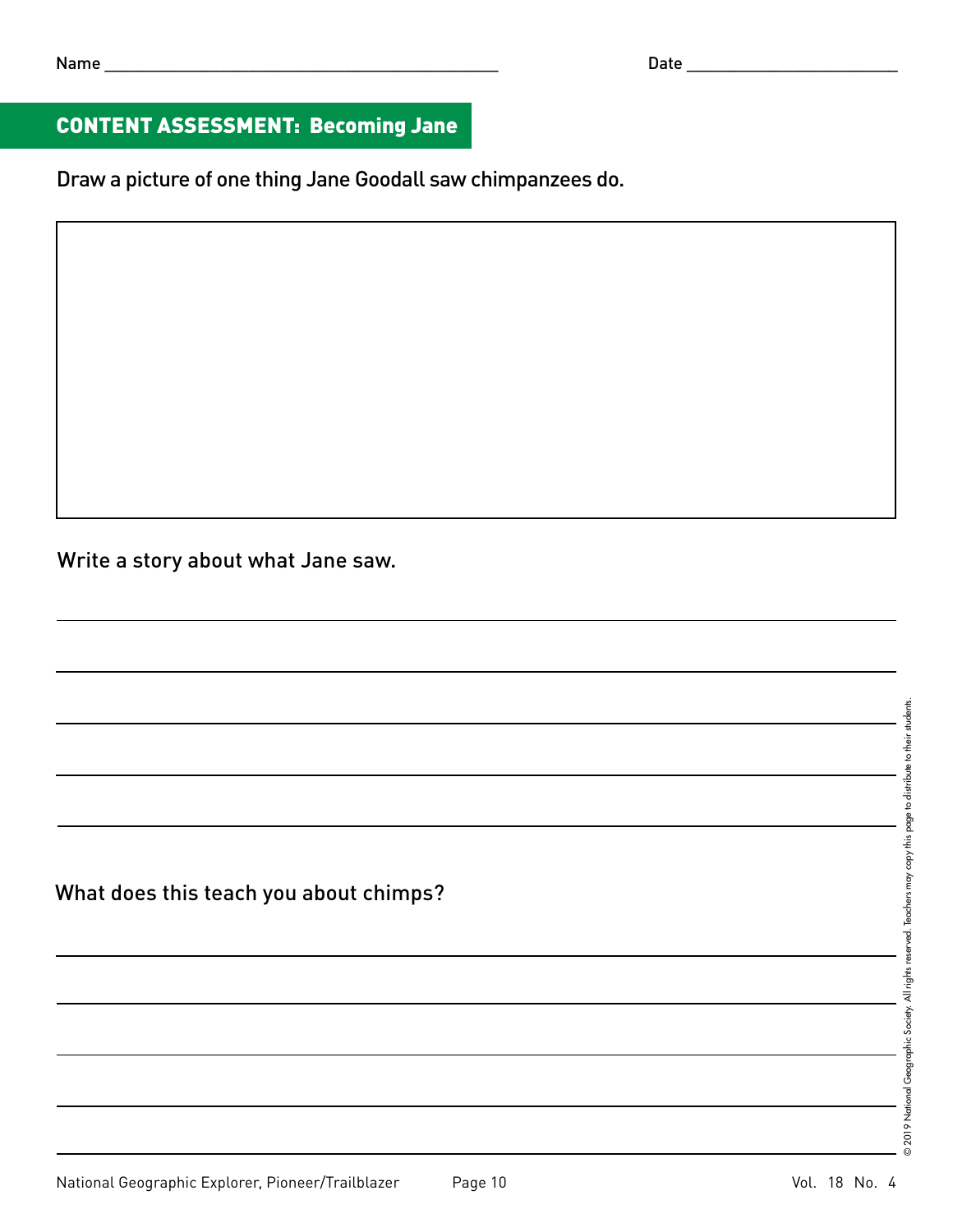Name ___________________________________________ Date ______________________

## CONTENT ASSESSMENT: Becoming Jane

Draw a picture of one thing Jane Goodall saw chimpanzees do.

Write a story about what Jane saw.

_______________________________________________________________

_______________________________________________________________

_______________________________________________________________

_______________________________________________________________

_______________________________________________________________

What does this teach you about chimps?

_______________________________________________________________

_______________________________________________________________

_______________________________________________________________

_______________________________________________________________

_______________________________________________________________

© 2019 National Geographic Society. All rights reserved. Teachers may copy this page to distribute to their students.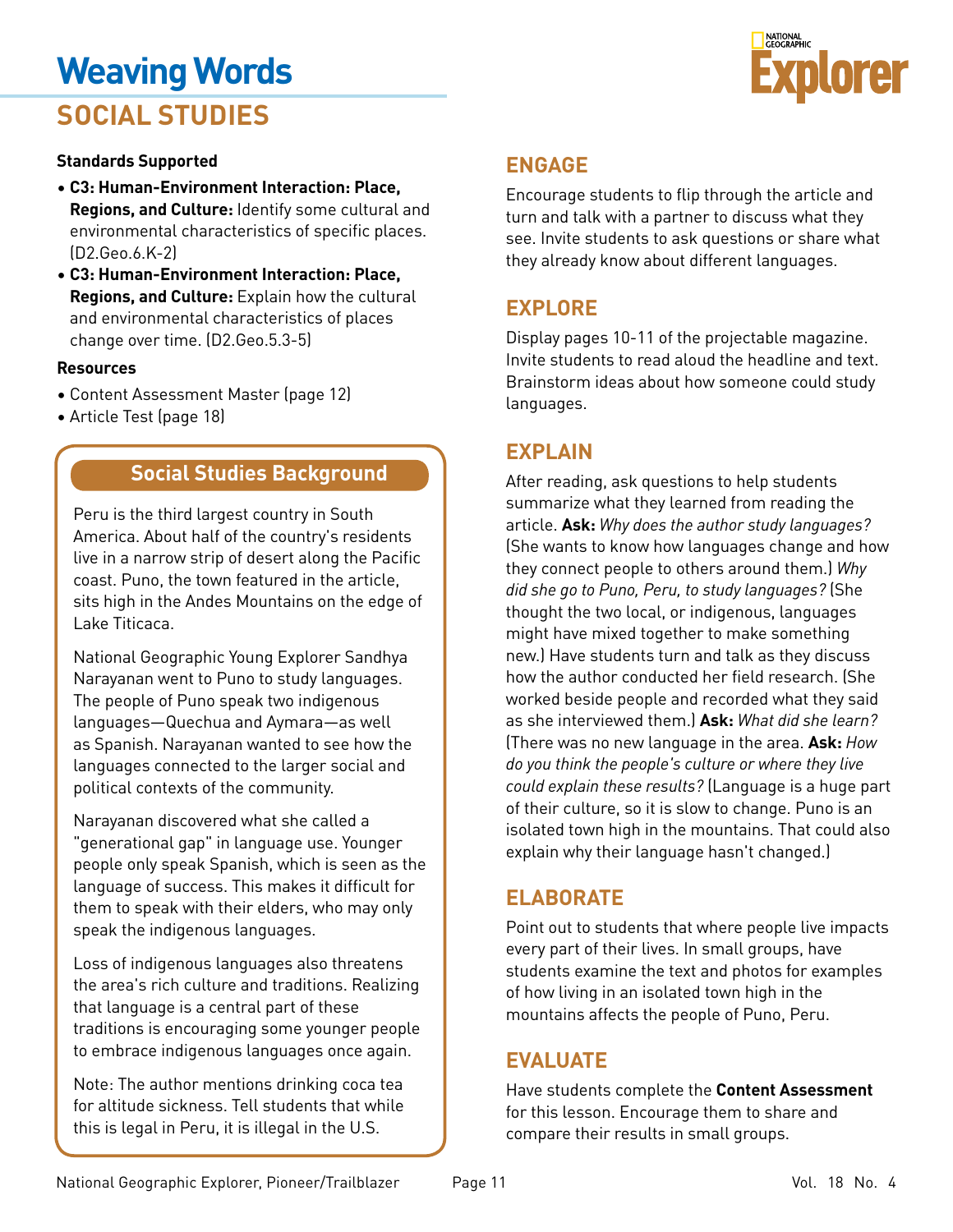# Weaving Words

## SOCIAL STUDIES

**Standards Supported**

- **C3: Human-Environment Interaction: Place, Regions, and Culture:** Identify some cultural and environmental characteristics of specific places. (D2.Geo.6.K-2)
- **C3: Human-Environment Interaction: Place, Regions, and Culture:** Explain how the cultural and environmental characteristics of places change over time. (D2.Geo.5.3-5)

**Resources**

- Content Assessment Master (page 12)
- Article Test (page 18)

### Social Studies Background

Peru is the third largest country in South America. About half of the country's residents live in a narrow strip of desert along the Pacific coast. Puno, the town featured in the article, sits high in the Andes Mountains on the edge of Lake Titicaca.

National Geographic Young Explorer Sandhya Narayanan went to Puno to study languages. The people of Puno speak two indigenous languages—Quechua and Aymara—as well as Spanish. Narayanan wanted to see how the languages connected to the larger social and political contexts of the community.

Narayanan discovered what she called a "generational gap" in language use. Younger people only speak Spanish, which is seen as the language of success. This makes it difficult for them to speak with their elders, who may only speak the indigenous languages.

Loss of indigenous languages also threatens the area's rich culture and traditions. Realizing that language is a central part of these traditions is encouraging some younger people to embrace indigenous languages once again.

Note: The author mentions drinking coca tea for altitude sickness. Tell students that while this is legal in Peru, it is illegal in the U.S.

## ENGAGE

Encourage students to flip through the article and turn and talk with a partner to discuss what they see. Invite students to ask questions or share what they already know about different languages.

## EXPLORE

Display pages 10-11 of the projectable magazine. Invite students to read aloud the headline and text. Brainstorm ideas about how someone could study languages.

## EXPLAIN

After reading, ask questions to help students summarize what they learned from reading the article. **Ask:** *Why does the author study languages?* (She wants to know how languages change and how they connect people to others around them.) *Why did she go to Puno, Peru, to study languages?* (She thought the two local, or indigenous, languages might have mixed together to make something new.) Have students turn and talk as they discuss how the author conducted her field research. (She worked beside people and recorded what they said as she interviewed them.) **Ask:** *What did she learn?* (There was no new language in the area. **Ask:** *How do you think the people's culture or where they live could explain these results?* (Language is a huge part of their culture, so it is slow to change. Puno is an isolated town high in the mountains. That could also explain why their language hasn't changed.)

## ELABORATE

Point out to students that where people live impacts every part of their lives. In small groups, have students examine the text and photos for examples of how living in an isolated town high in the mountains affects the people of Puno, Peru.

## EVALUATE

Have students complete the **Content Assessment** for this lesson. Encourage them to share and compare their results in small groups.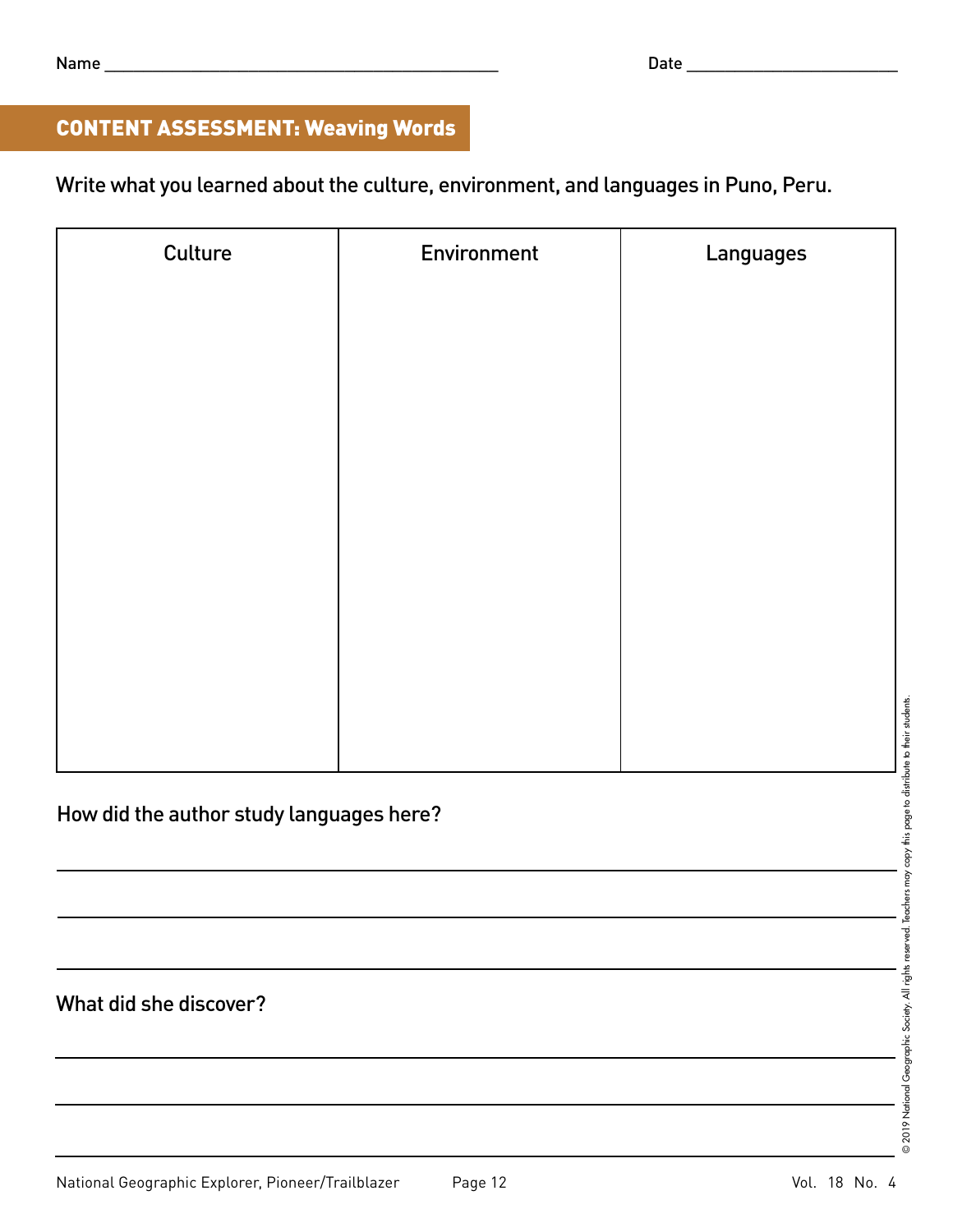Name ___________________________________________ Date _______________________

## CONTENT ASSESSMENT: Weaving Words

Write what you learned about the culture, environment, and languages in Puno, Peru.

| Culture | Environment | Languages |
| --- | --- | --- |
| | | |

How did the author study languages here?

_______________________________________________________________________________

_______________________________________________________________________________

_______________________________________________________________________________

What did she discover?

_______________________________________________________________________________

_______________________________________________________________________________

_______________________________________________________________________________

© 2019 National Geographic Society. All rights reserved. Teachers may copy this page to distribute to their students.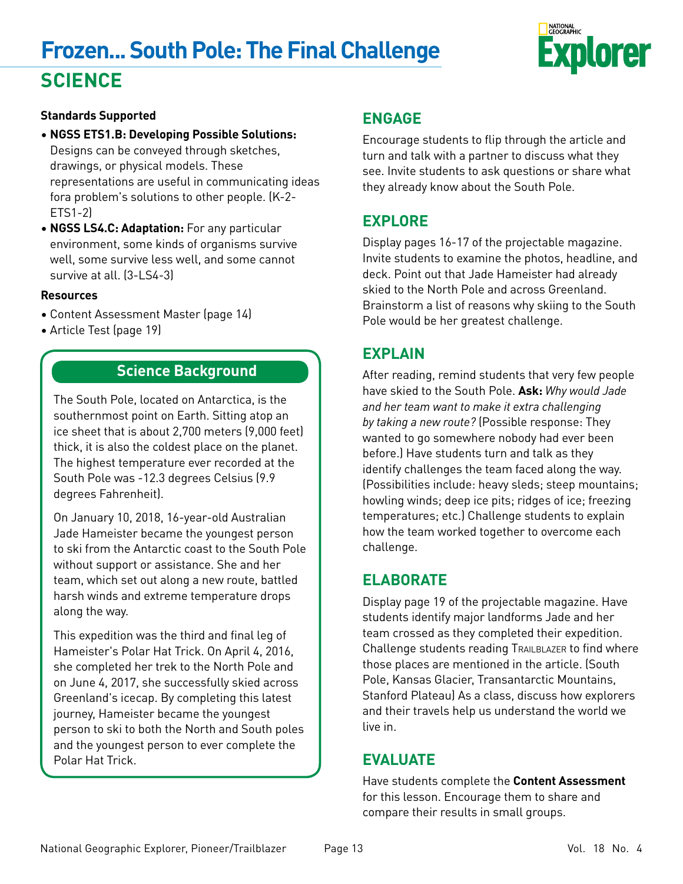# Frozen... South Pole: The Final Challenge

## SCIENCE

**Standards Supported**

- **NGSS ETS1.B: Developing Possible Solutions:** Designs can be conveyed through sketches, drawings, or physical models. These representations are useful in communicating ideas fora problem's solutions to other people. (K-2-ETS1-2)
- **NGSS LS4.C: Adaptation:** For any particular environment, some kinds of organisms survive well, some survive less well, and some cannot survive at all. (3-LS4-3)

**Resources**

- Content Assessment Master (page 14)
- Article Test (page 19)

### Science Background

The South Pole, located on Antarctica, is the southernmost point on Earth. Sitting atop an ice sheet that is about 2,700 meters (9,000 feet) thick, it is also the coldest place on the planet. The highest temperature ever recorded at the South Pole was -12.3 degrees Celsius (9.9 degrees Fahrenheit).

On January 10, 2018, 16-year-old Australian Jade Hameister became the youngest person to ski from the Antarctic coast to the South Pole without support or assistance. She and her team, which set out along a new route, battled harsh winds and extreme temperature drops along the way.

This expedition was the third and final leg of Hameister's Polar Hat Trick. On April 4, 2016, she completed her trek to the North Pole and on June 4, 2017, she successfully skied across Greenland's icecap. By completing this latest journey, Hameister became the youngest person to ski to both the North and South poles and the youngest person to ever complete the Polar Hat Trick.

## ENGAGE

Encourage students to flip through the article and turn and talk with a partner to discuss what they see. Invite students to ask questions or share what they already know about the South Pole.

## EXPLORE

Display pages 16-17 of the projectable magazine. Invite students to examine the photos, headline, and deck. Point out that Jade Hameister had already skied to the North Pole and across Greenland. Brainstorm a list of reasons why skiing to the South Pole would be her greatest challenge.

## EXPLAIN

After reading, remind students that very few people have skied to the South Pole. **Ask:** *Why would Jade and her team want to make it extra challenging by taking a new route?* (Possible response: They wanted to go somewhere nobody had ever been before.) Have students turn and talk as they identify challenges the team faced along the way. (Possibilities include: heavy sleds; steep mountains; howling winds; deep ice pits; ridges of ice; freezing temperatures; etc.) Challenge students to explain how the team worked together to overcome each challenge.

## ELABORATE

Display page 19 of the projectable magazine. Have students identify major landforms Jade and her team crossed as they completed their expedition. Challenge students reading Trailblazer to find where those places are mentioned in the article. (South Pole, Kansas Glacier, Transantarctic Mountains, Stanford Plateau) As a class, discuss how explorers and their travels help us understand the world we live in.

## EVALUATE

Have students complete the **Content Assessment** for this lesson. Encourage them to share and compare their results in small groups.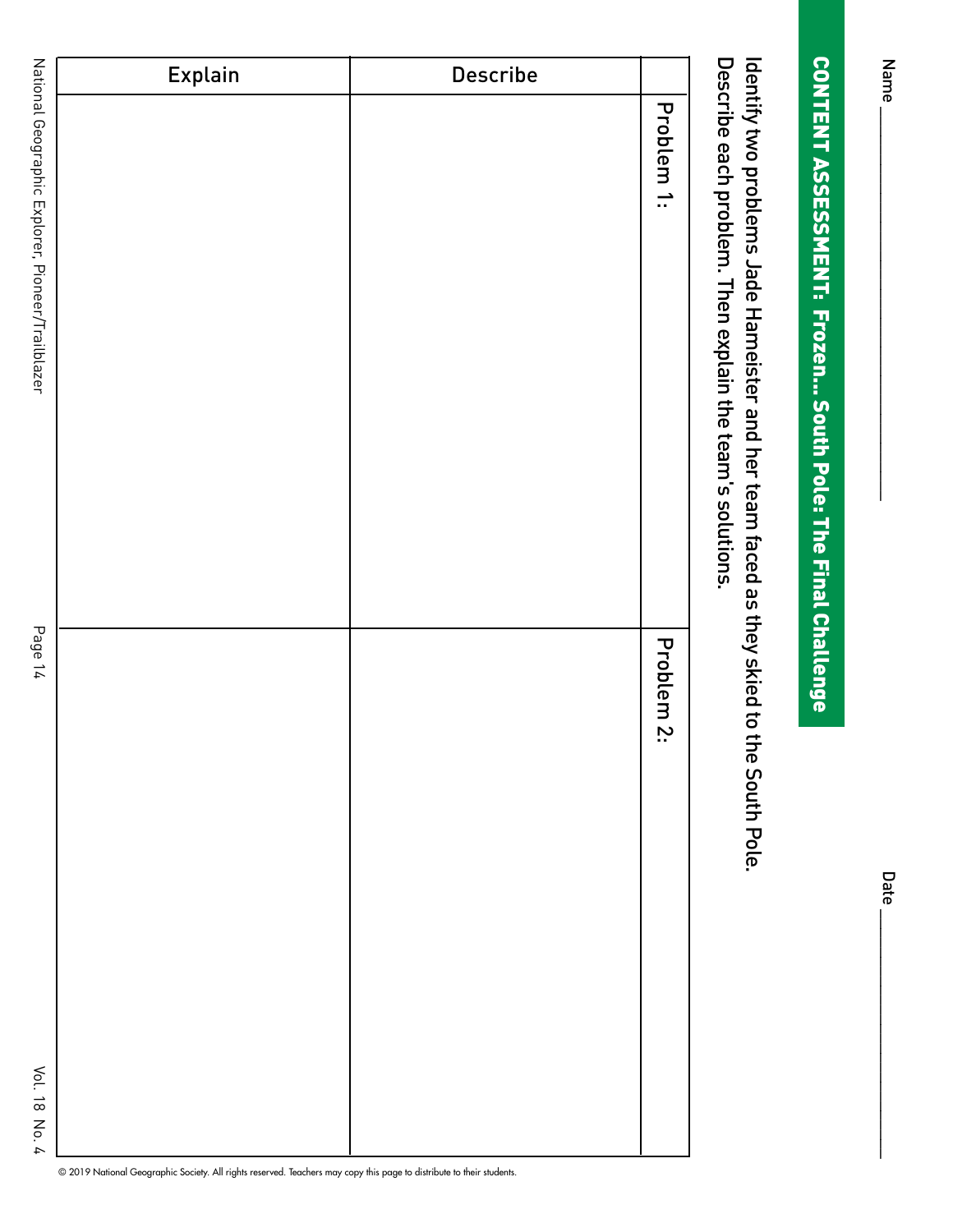Name _______________ Date _______________

# CONTENT ASSESSMENT: Frozen... South Pole: The Final Challenge

Identify two problems Jade Hameister and her team faced as they skied to the South Pole. Describe each problem. Then explain the team's solutions.

| | Describe | Explain |
|---|---|---|
| Problem 1: | | |
| Problem 2: | | |

© 2019 National Geographic Society. All rights reserved. Teachers may copy this page to distribute to their students.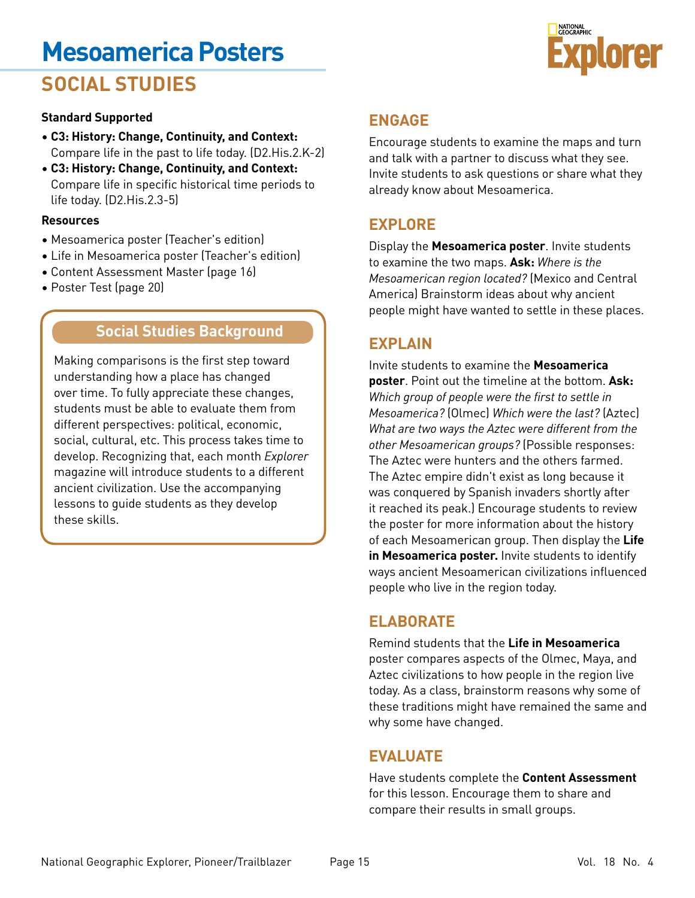# Mesoamerica Posters

## SOCIAL STUDIES

**Standard Supported**

- **C3: History: Change, Continuity, and Context:** Compare life in the past to life today. (D2.His.2.K-2)
- **C3: History: Change, Continuity, and Context:** Compare life in specific historical time periods to life today. (D2.His.2.3-5)

**Resources**

- Mesoamerica poster (Teacher's edition)
- Life in Mesoamerica poster (Teacher's edition)
- Content Assessment Master (page 16)
- Poster Test (page 20)

### Social Studies Background

Making comparisons is the first step toward understanding how a place has changed over time. To fully appreciate these changes, students must be able to evaluate them from different perspectives: political, economic, social, cultural, etc. This process takes time to develop. Recognizing that, each month *Explorer* magazine will introduce students to a different ancient civilization. Use the accompanying lessons to guide students as they develop these skills.

## ENGAGE

Encourage students to examine the maps and turn and talk with a partner to discuss what they see. Invite students to ask questions or share what they already know about Mesoamerica.

## EXPLORE

Display the **Mesoamerica poster**. Invite students to examine the two maps. **Ask:** *Where is the Mesoamerican region located?* (Mexico and Central America) Brainstorm ideas about why ancient people might have wanted to settle in these places.

## EXPLAIN

Invite students to examine the **Mesoamerica poster**. Point out the timeline at the bottom. **Ask:** *Which group of people were the first to settle in Mesoamerica?* (Olmec) *Which were the last?* (Aztec) *What are two ways the Aztec were different from the other Mesoamerican groups?* (Possible responses: The Aztec were hunters and the others farmed. The Aztec empire didn't exist as long because it was conquered by Spanish invaders shortly after it reached its peak.) Encourage students to review the poster for more information about the history of each Mesoamerican group. Then display the **Life in Mesoamerica poster.** Invite students to identify ways ancient Mesoamerican civilizations influenced people who live in the region today.

## ELABORATE

Remind students that the **Life in Mesoamerica** poster compares aspects of the Olmec, Maya, and Aztec civilizations to how people in the region live today. As a class, brainstorm reasons why some of these traditions might have remained the same and why some have changed.

## EVALUATE

Have students complete the **Content Assessment** for this lesson. Encourage them to share and compare their results in small groups.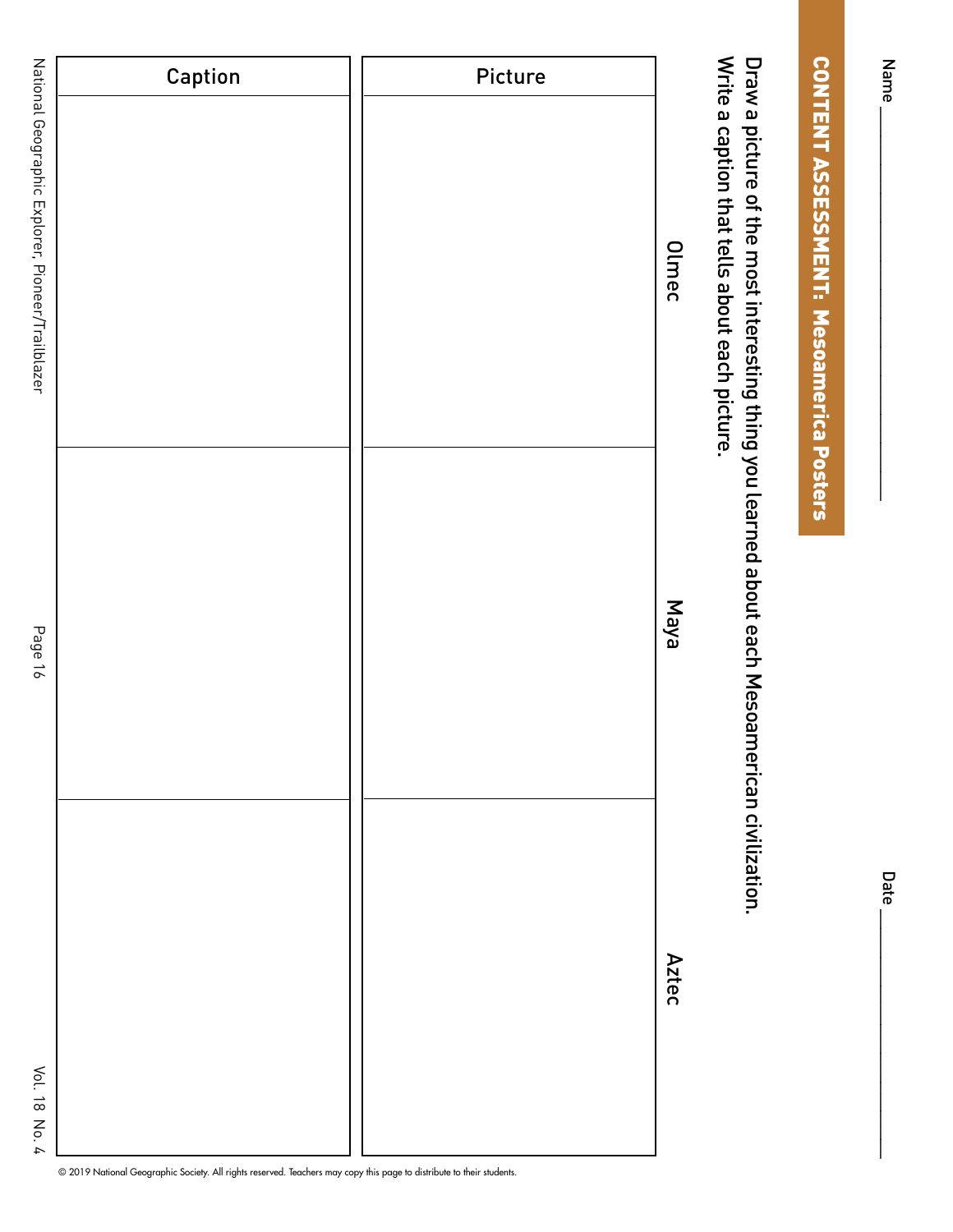Name ____________________ Date ____________

# CONTENT ASSESSMENT: Mesoamerica Posters

Draw a picture of the most interesting thing you learned about each Mesoamerican civilization. Write a caption that tells about each picture.

| | Picture | Caption |
|---|---|---|
| Olmec | | |
| Maya | | |
| Aztec | | |

© 2019 National Geographic Society. All rights reserved. Teachers may copy this page to distribute to their students.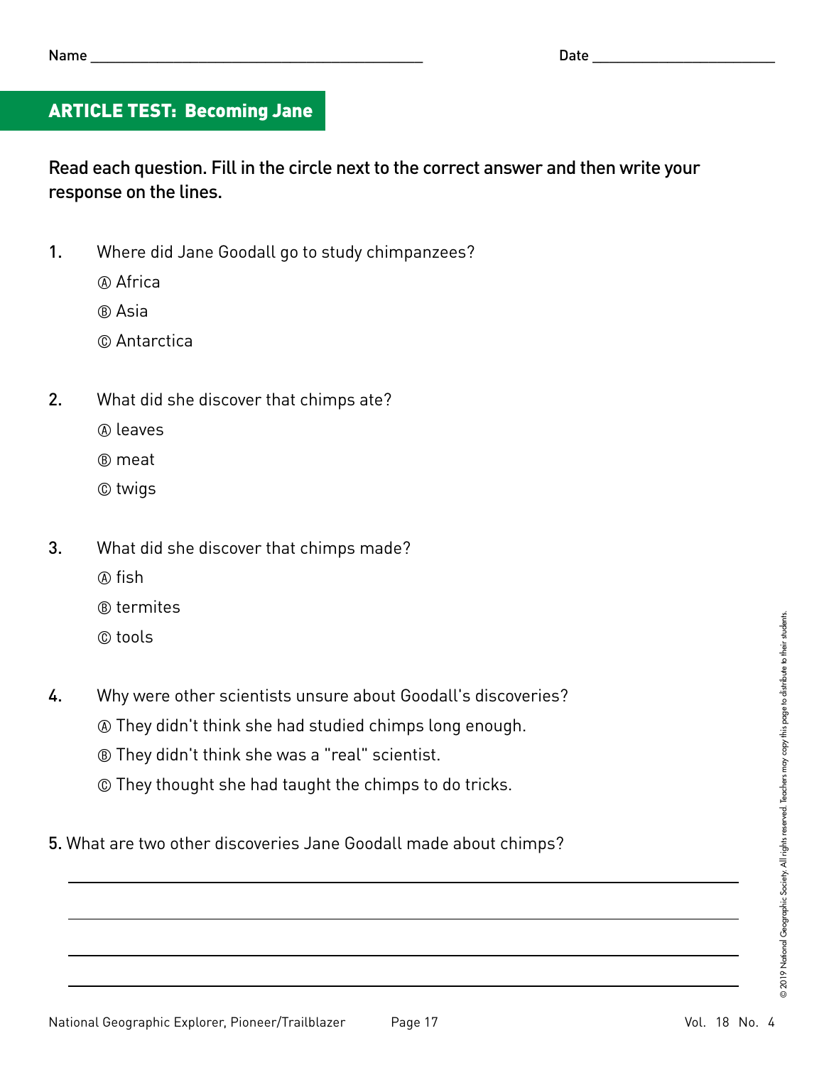Name ___________________________ Date ______________

## ARTICLE TEST: Becoming Jane

**Read each question. Fill in the circle next to the correct answer and then write your response on the lines.**

1. Where did Jane Goodall go to study chimpanzees?

   Ⓐ Africa

   Ⓑ Asia

   Ⓒ Antarctica

2. What did she discover that chimps ate?

   Ⓐ leaves

   Ⓑ meat

   Ⓒ twigs

3. What did she discover that chimps made?

   Ⓐ fish

   Ⓑ termites

   Ⓒ tools

4. Why were other scientists unsure about Goodall's discoveries?

   Ⓐ They didn't think she had studied chimps long enough.

   Ⓑ They didn't think she was a "real" scientist.

   Ⓒ They thought she had taught the chimps to do tricks.

5. What are two other discoveries Jane Goodall made about chimps?

______________________________________________________________

______________________________________________________________

______________________________________________________________

______________________________________________________________

© 2019 National Geographic Society. All rights reserved. Teachers may copy this page to distribute to their students.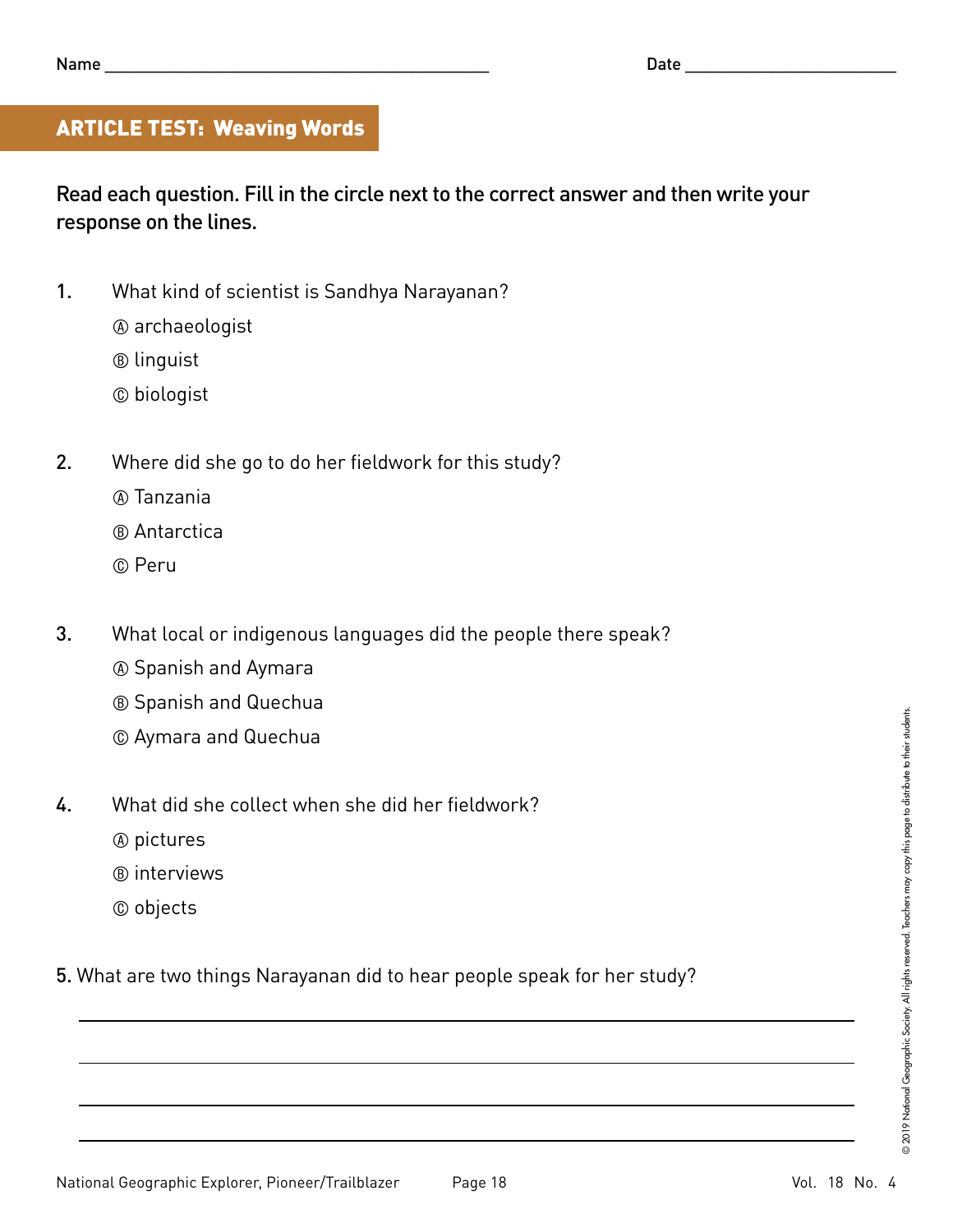Name ___________________________________________ Date ________________________

## ARTICLE TEST: Weaving Words

**Read each question. Fill in the circle next to the correct answer and then write your response on the lines.**

1. What kind of scientist is Sandhya Narayanan?

   Ⓐ archaeologist

   Ⓑ linguist

   Ⓒ biologist

2. Where did she go to do her fieldwork for this study?

   Ⓐ Tanzania

   Ⓑ Antarctica

   Ⓒ Peru

3. What local or indigenous languages did the people there speak?

   Ⓐ Spanish and Aymara

   Ⓑ Spanish and Quechua

   Ⓒ Aymara and Quechua

4. What did she collect when she did her fieldwork?

   Ⓐ pictures

   Ⓑ interviews

   Ⓒ objects

5. What are two things Narayanan did to hear people speak for her study?

_______________________________________________________________________________

_______________________________________________________________________________

_______________________________________________________________________________

_______________________________________________________________________________

© 2019 National Geographic Society. All rights reserved. Teachers may copy this page to distribute to their students.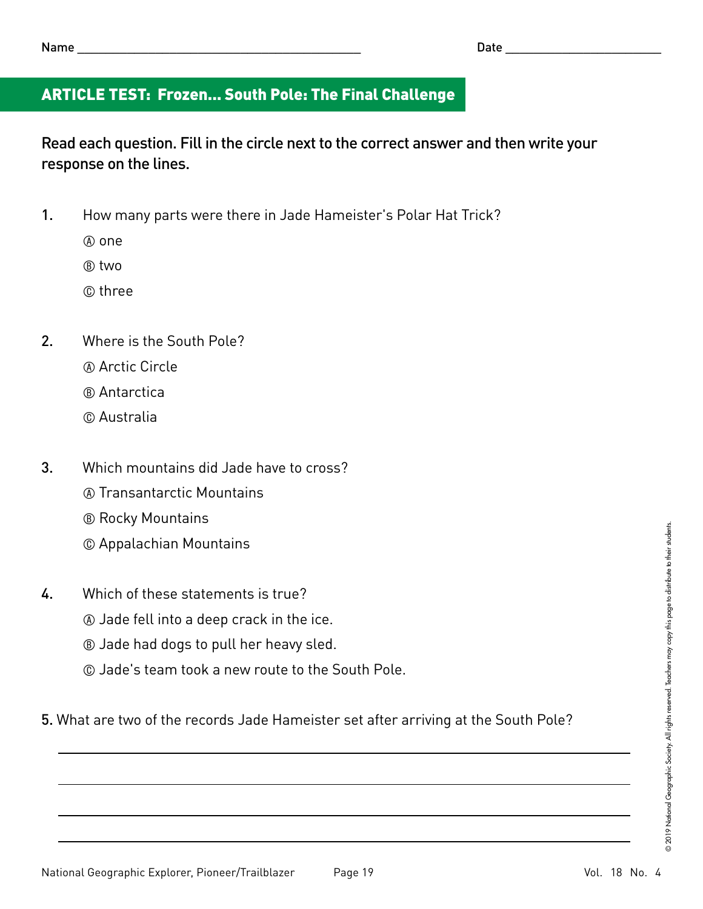Name ___________________________________________ Date ________________________

## ARTICLE TEST: Frozen... South Pole: The Final Challenge

**Read each question. Fill in the circle next to the correct answer and then write your response on the lines.**

1. How many parts were there in Jade Hameister's Polar Hat Trick?

   Ⓐ one

   Ⓑ two

   Ⓒ three

2. Where is the South Pole?

   Ⓐ Arctic Circle

   Ⓑ Antarctica

   Ⓒ Australia

3. Which mountains did Jade have to cross?

   Ⓐ Transantarctic Mountains

   Ⓑ Rocky Mountains

   Ⓒ Appalachian Mountains

4. Which of these statements is true?

   Ⓐ Jade fell into a deep crack in the ice.

   Ⓑ Jade had dogs to pull her heavy sled.

   Ⓒ Jade's team took a new route to the South Pole.

5. What are two of the records Jade Hameister set after arriving at the South Pole?

_______________________________________________________________________________

_______________________________________________________________________________

_______________________________________________________________________________

_______________________________________________________________________________

© 2019 National Geographic Society. All rights reserved. Teachers may copy this page to distribute to their students.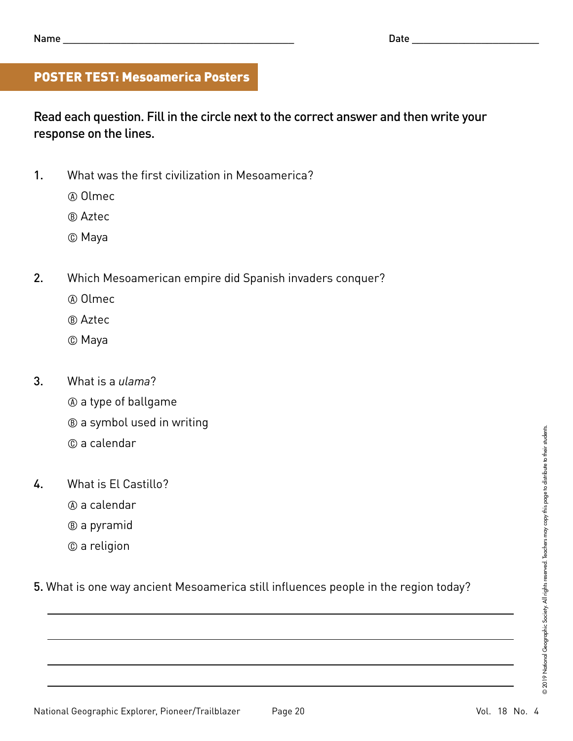Name ___________________________________________ Date ________________________

## POSTER TEST: Mesoamerica Posters

**Read each question. Fill in the circle next to the correct answer and then write your response on the lines.**

1. What was the first civilization in Mesoamerica?
   - Ⓐ Olmec
   - Ⓑ Aztec
   - Ⓒ Maya

2. Which Mesoamerican empire did Spanish invaders conquer?
   - Ⓐ Olmec
   - Ⓑ Aztec
   - Ⓒ Maya

3. What is a *ulama*?
   - Ⓐ a type of ballgame
   - Ⓑ a symbol used in writing
   - Ⓒ a calendar

4. What is El Castillo?
   - Ⓐ a calendar
   - Ⓑ a pyramid
   - Ⓒ a religion

5. What is one way ancient Mesoamerica still influences people in the region today?

________________________________________________________________________

________________________________________________________________________

________________________________________________________________________

________________________________________________________________________

© 2019 National Geographic Society. All rights reserved. Teachers may copy this page to distribute to their students.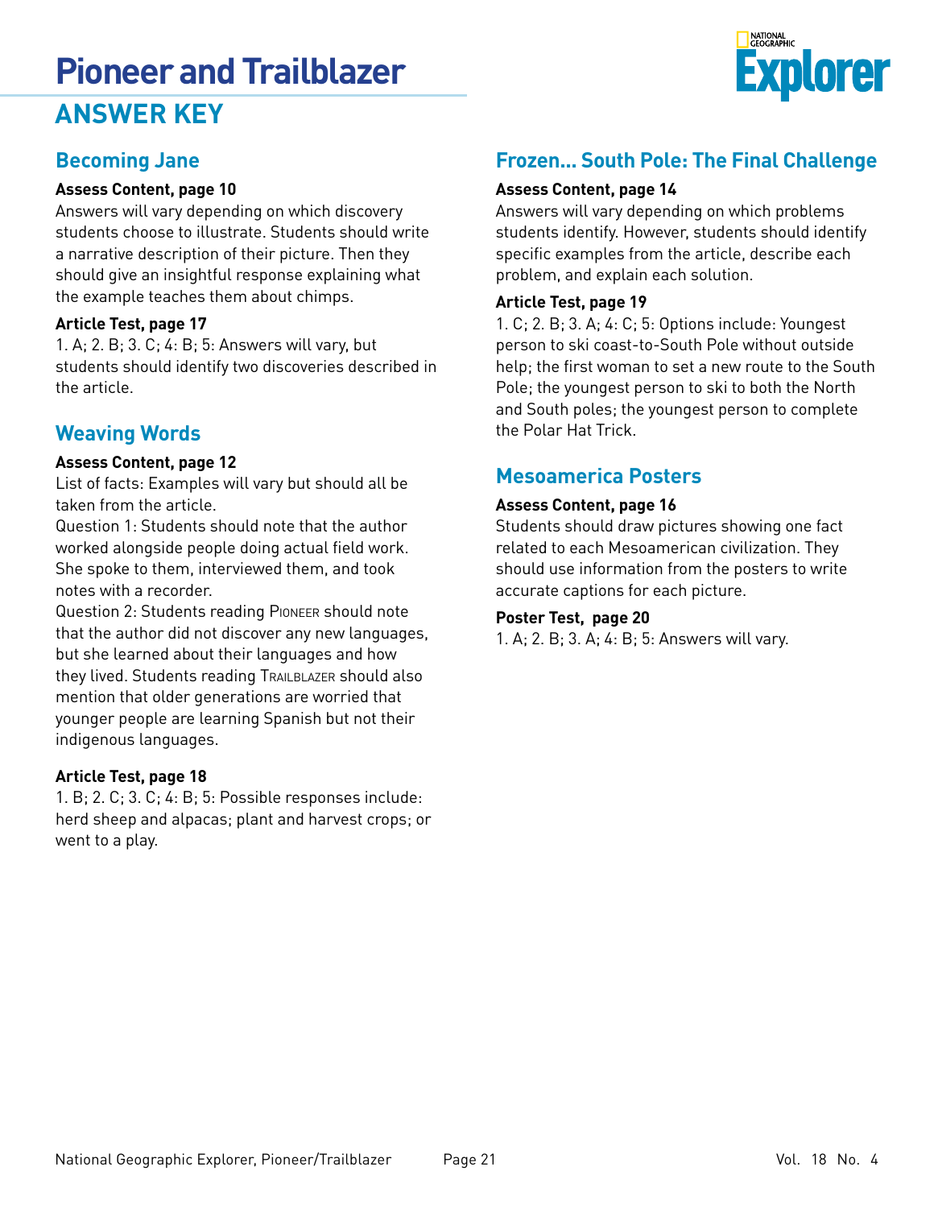# Pioneer and Trailblazer

## ANSWER KEY

### Becoming Jane

**Assess Content, page 10**

Answers will vary depending on which discovery students choose to illustrate. Students should write a narrative description of their picture. Then they should give an insightful response explaining what the example teaches them about chimps.

**Article Test, page 17**

1. A; 2. B; 3. C; 4: B; 5: Answers will vary, but students should identify two discoveries described in the article.

### Weaving Words

**Assess Content, page 12**

List of facts: Examples will vary but should all be taken from the article.

Question 1: Students should note that the author worked alongside people doing actual field work. She spoke to them, interviewed them, and took notes with a recorder.

Question 2: Students reading Pioneer should note that the author did not discover any new languages, but she learned about their languages and how they lived. Students reading Trailblazer should also mention that older generations are worried that younger people are learning Spanish but not their indigenous languages.

**Article Test, page 18**

1. B; 2. C; 3. C; 4: B; 5: Possible responses include: herd sheep and alpacas; plant and harvest crops; or went to a play.

### Frozen... South Pole: The Final Challenge

**Assess Content, page 14**

Answers will vary depending on which problems students identify. However, students should identify specific examples from the article, describe each problem, and explain each solution.

**Article Test, page 19**

1. C; 2. B; 3. A; 4: C; 5: Options include: Youngest person to ski coast-to-South Pole without outside help; the first woman to set a new route to the South Pole; the youngest person to ski to both the North and South poles; the youngest person to complete the Polar Hat Trick.

### Mesoamerica Posters

**Assess Content, page 16**

Students should draw pictures showing one fact related to each Mesoamerican civilization. They should use information from the posters to write accurate captions for each picture.

**Poster Test, page 20**

1. A; 2. B; 3. A; 4: B; 5: Answers will vary.